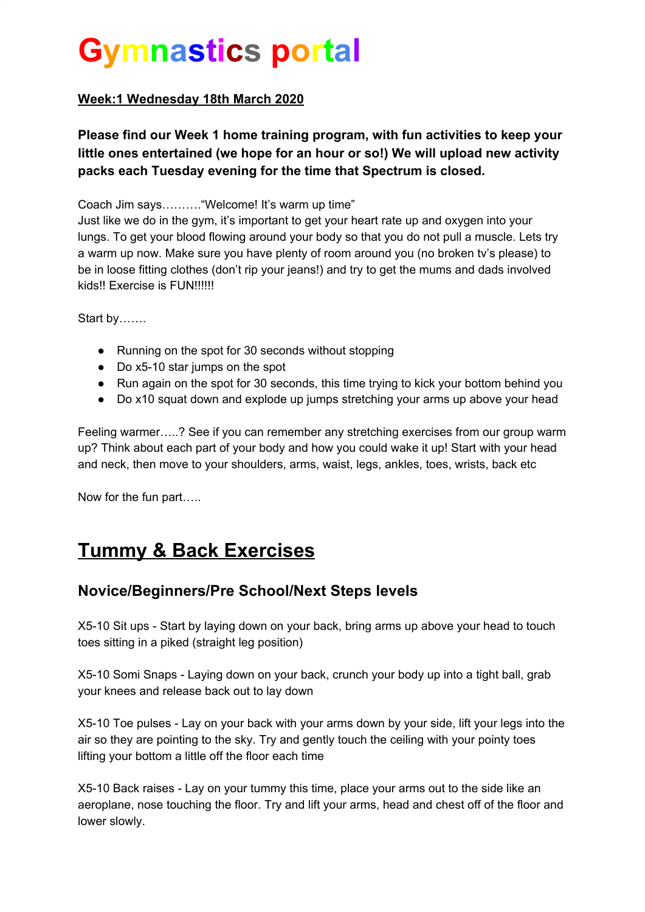# Gymnastics portal

**Week:1 Wednesday 18th March 2020**

**Please find our Week 1 home training program, with fun activities to keep your little ones entertained (we hope for an hour or so!) We will upload new activity packs each Tuesday evening for the time that Spectrum is closed.**

Coach Jim says……….“Welcome! It’s warm up time”
Just like we do in the gym, it’s important to get your heart rate up and oxygen into your lungs. To get your blood flowing around your body so that you do not pull a muscle. Lets try a warm up now. Make sure you have plenty of room around you (no broken tv’s please) to be in loose fitting clothes (don’t rip your jeans!) and try to get the mums and dads involved kids!! Exercise is FUN!!!!!!

Start by…….

- Running on the spot for 30 seconds without stopping
- Do x5-10 star jumps on the spot
- Run again on the spot for 30 seconds, this time trying to kick your bottom behind you
- Do x10 squat down and explode up jumps stretching your arms up above your head

Feeling warmer…..? See if you can remember any stretching exercises from our group warm up? Think about each part of your body and how you could wake it up! Start with your head and neck, then move to your shoulders, arms, waist, legs, ankles, toes, wrists, back etc

Now for the fun part…..

## Tummy & Back Exercises

### Novice/Beginners/Pre School/Next Steps levels

X5-10 Sit ups - Start by laying down on your back, bring arms up above your head to touch toes sitting in a piked (straight leg position)

X5-10 Somi Snaps - Laying down on your back, crunch your body up into a tight ball, grab your knees and release back out to lay down

X5-10 Toe pulses - Lay on your back with your arms down by your side, lift your legs into the air so they are pointing to the sky. Try and gently touch the ceiling with your pointy toes lifting your bottom a little off the floor each time

X5-10 Back raises - Lay on your tummy this time, place your arms out to the side like an aeroplane, nose touching the floor. Try and lift your arms, head and chest off of the floor and lower slowly.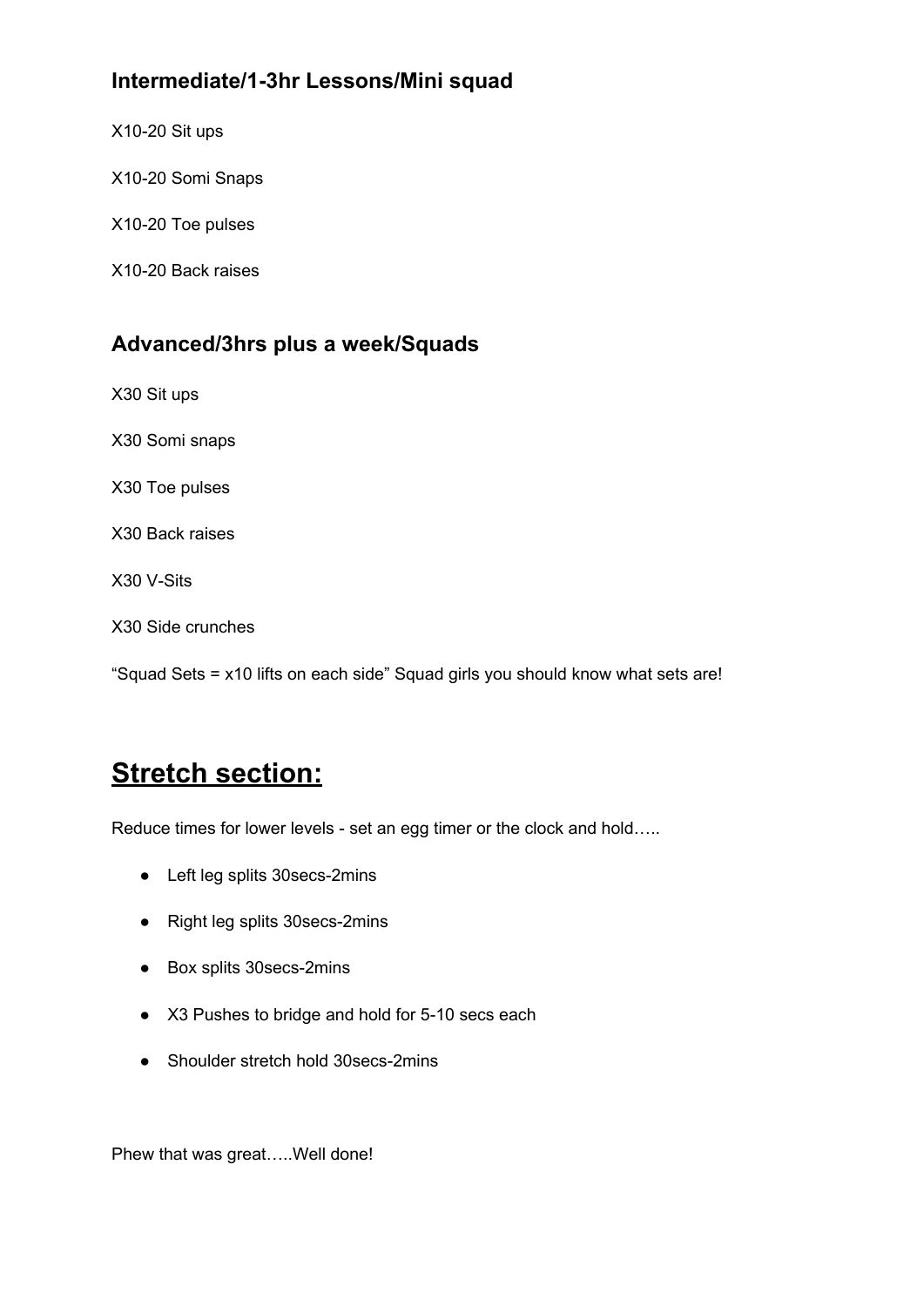### Intermediate/1-3hr Lessons/Mini squad

X10-20 Sit ups

X10-20 Somi Snaps

X10-20 Toe pulses

X10-20 Back raises

### Advanced/3hrs plus a week/Squads

X30 Sit ups

X30 Somi snaps

X30 Toe pulses

X30 Back raises

X30 V-Sits

X30 Side crunches

“Squad Sets = x10 lifts on each side” Squad girls you should know what sets are!

# Stretch section:

Reduce times for lower levels - set an egg timer or the clock and hold…..

- Left leg splits 30secs-2mins
- Right leg splits 30secs-2mins
- Box splits 30secs-2mins
- X3 Pushes to bridge and hold for 5-10 secs each
- Shoulder stretch hold 30secs-2mins

Phew that was great…..Well done!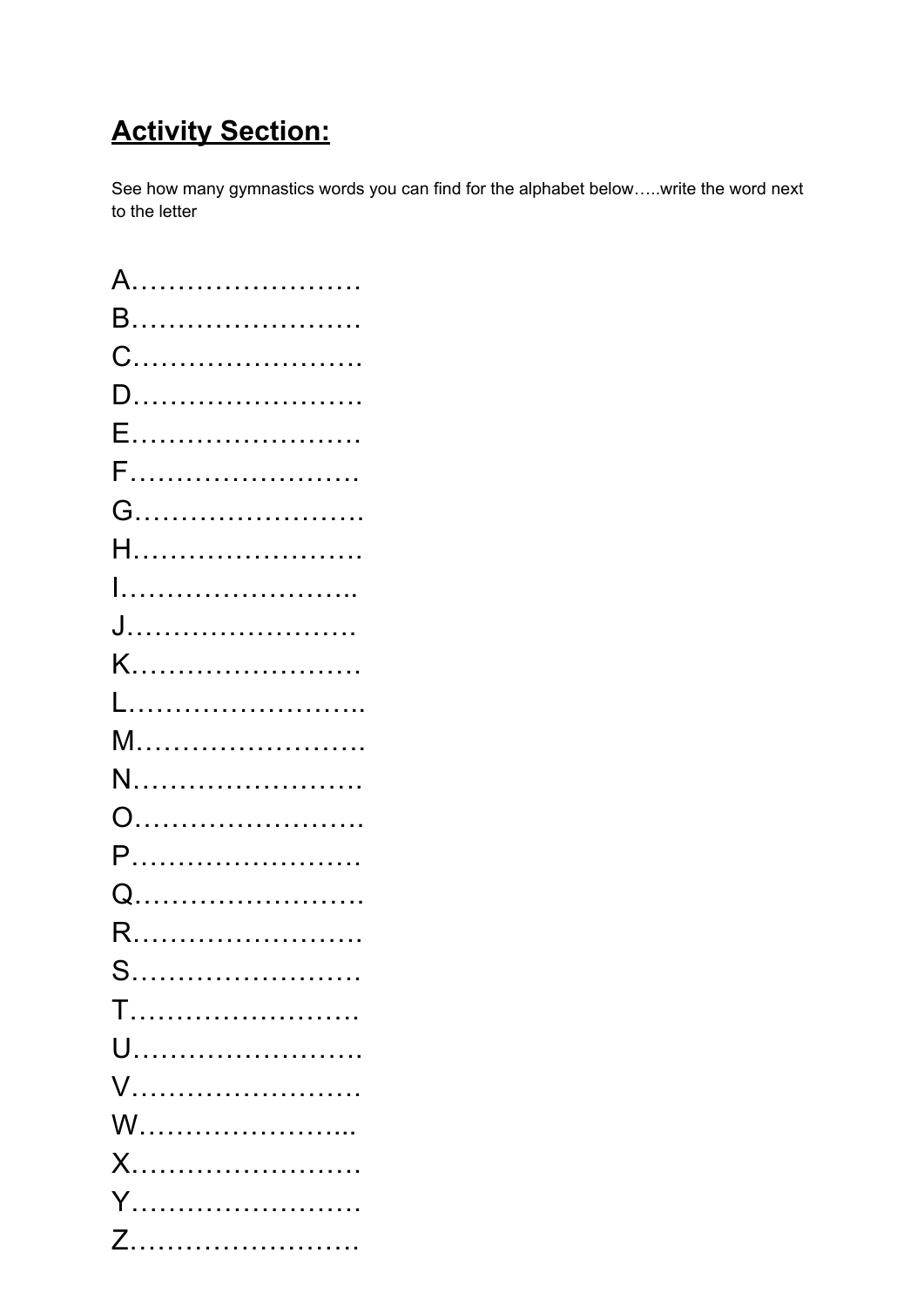## **Activity Section:**

See how many gymnastics words you can find for the alphabet below…..write the word next to the letter

A…………………….

B…………………….

C…………………….

D…………………….

E…………………….

F…………………….

G…………………….

H…………………….

I……………………..

J…………………….

K…………………….

L……………………..

M…………………….

N…………………….

O…………………….

P…………………….

Q…………………….

R…………………….

S…………………….

T…………………….

U…………………….

V…………………….

W…………………...

X…………………….

Y…………………….

Z…………………….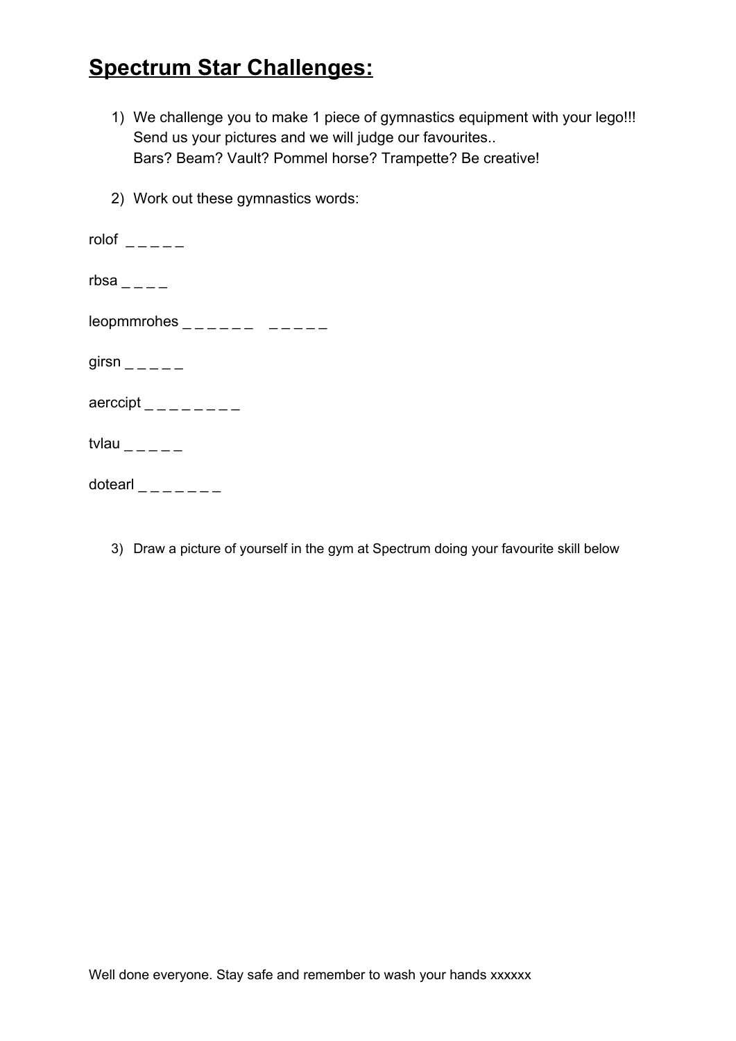# **Spectrum Star Challenges:**

1) We challenge you to make 1 piece of gymnastics equipment with your lego!!!
   Send us your pictures and we will judge our favourites..
   Bars? Beam? Vault? Pommel horse? Trampette? Be creative!

2) Work out these gymnastics words:

rolof _ _ _ _ _

rbsa _ _ _ _

leopmmrohes _ _ _ _ _ _   _ _ _ _ _

girsn _ _ _ _ _

aerccipt _ _ _ _ _ _ _ _

tvlau _ _ _ _ _

dotearl _ _ _ _ _ _ _

3) Draw a picture of yourself in the gym at Spectrum doing your favourite skill below

Well done everyone. Stay safe and remember to wash your hands xxxxxx